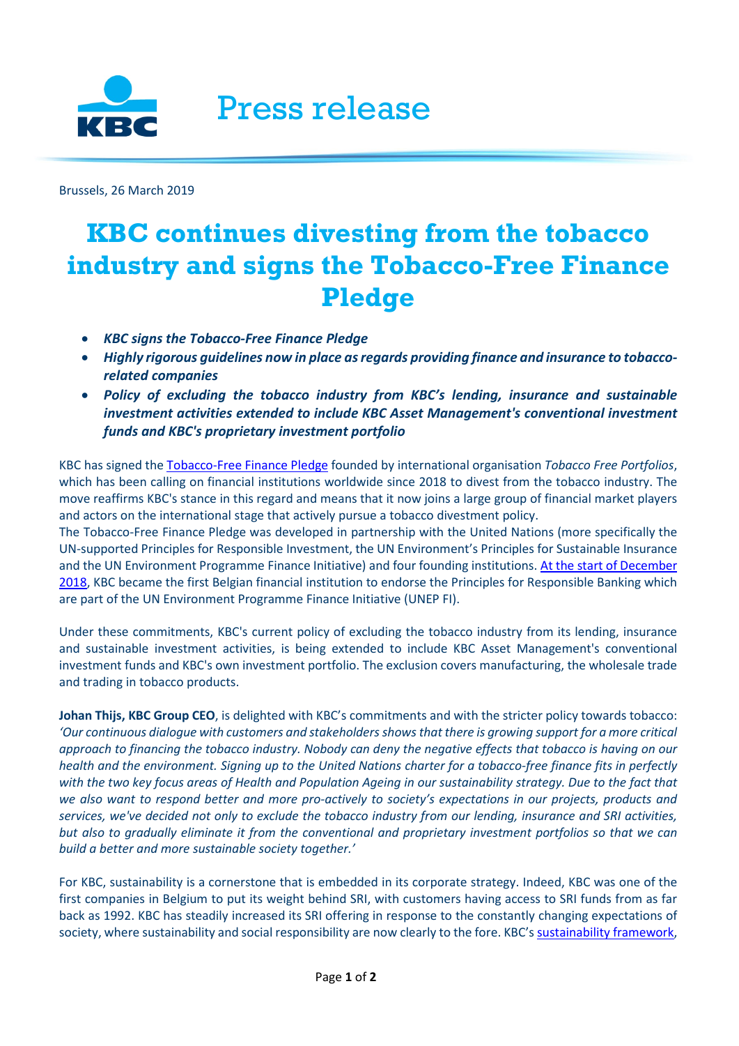Press release

Brussels, 26 March 2019

# KBC continues divesting from the tobacco industry and signs the Tobacco-Free Finance Pledge

- ***KBC signs the Tobacco-Free Finance Pledge***
- ***Highly rigorous guidelines now in place as regards providing finance and insurance to tobacco-related companies***
- ***Policy of excluding the tobacco industry from KBC's lending, insurance and sustainable investment activities extended to include KBC Asset Management's conventional investment funds and KBC's proprietary investment portfolio***

KBC has signed the Tobacco-Free Finance Pledge founded by international organisation *Tobacco Free Portfolios*, which has been calling on financial institutions worldwide since 2018 to divest from the tobacco industry. The move reaffirms KBC's stance in this regard and means that it now joins a large group of financial market players and actors on the international stage that actively pursue a tobacco divestment policy.
The Tobacco-Free Finance Pledge was developed in partnership with the United Nations (more specifically the UN-supported Principles for Responsible Investment, the UN Environment's Principles for Sustainable Insurance and the UN Environment Programme Finance Initiative) and four founding institutions. At the start of December 2018, KBC became the first Belgian financial institution to endorse the Principles for Responsible Banking which are part of the UN Environment Programme Finance Initiative (UNEP FI).

Under these commitments, KBC's current policy of excluding the tobacco industry from its lending, insurance and sustainable investment activities, is being extended to include KBC Asset Management's conventional investment funds and KBC's own investment portfolio. The exclusion covers manufacturing, the wholesale trade and trading in tobacco products.

**Johan Thijs, KBC Group CEO**, is delighted with KBC's commitments and with the stricter policy towards tobacco: *'Our continuous dialogue with customers and stakeholders shows that there is growing support for a more critical approach to financing the tobacco industry. Nobody can deny the negative effects that tobacco is having on our health and the environment. Signing up to the United Nations charter for a tobacco-free finance fits in perfectly with the two key focus areas of Health and Population Ageing in our sustainability strategy. Due to the fact that we also want to respond better and more pro-actively to society's expectations in our projects, products and services, we've decided not only to exclude the tobacco industry from our lending, insurance and SRI activities, but also to gradually eliminate it from the conventional and proprietary investment portfolios so that we can build a better and more sustainable society together.'*

For KBC, sustainability is a cornerstone that is embedded in its corporate strategy. Indeed, KBC was one of the first companies in Belgium to put its weight behind SRI, with customers having access to SRI funds from as far back as 1992. KBC has steadily increased its SRI offering in response to the constantly changing expectations of society, where sustainability and social responsibility are now clearly to the fore. KBC's sustainability framework,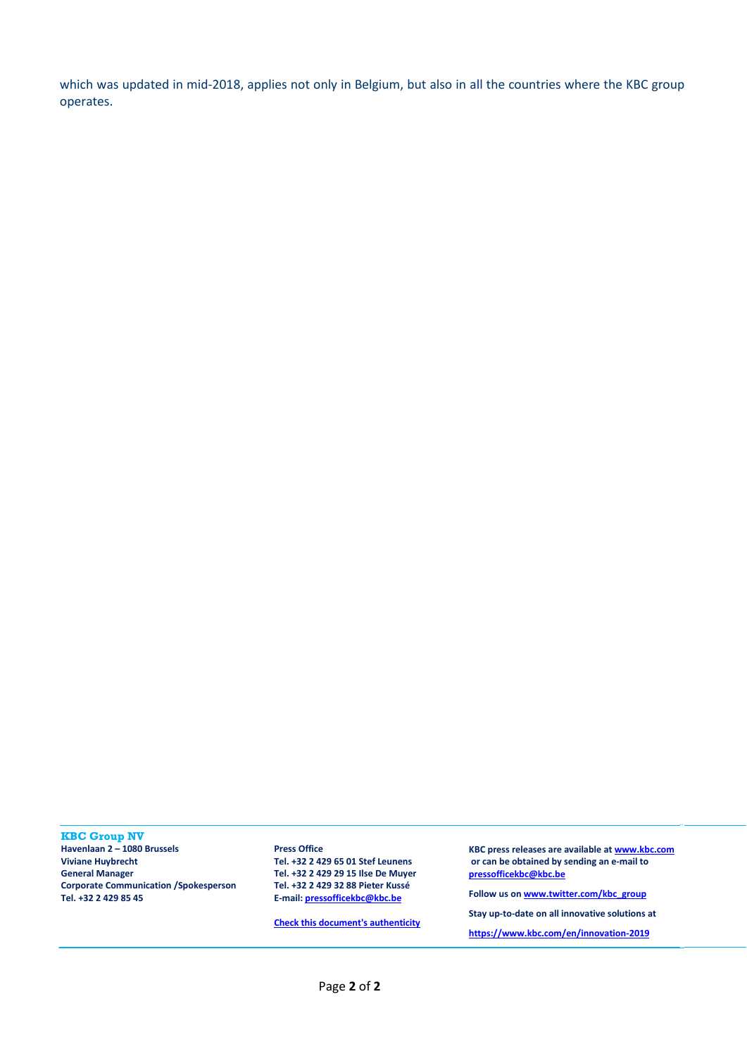which was updated in mid-2018, applies not only in Belgium, but also in all the countries where the KBC group operates.

**KBC Group NV**
**Havenlaan 2 – 1080 Brussels**
**Viviane Huybrecht**
**General Manager**
**Corporate Communication /Spokesperson**
**Tel. +32 2 429 85 45**

**Press Office**
**Tel. +32 2 429 65 01 Stef Leunens**
**Tel. +32 2 429 29 15 Ilse De Muyer**
**Tel. +32 2 429 32 88 Pieter Kussé**
**E-mail: pressofficekbc@kbc.be**

**Check this document's authenticity**

**KBC press releases are available at www.kbc.com or can be obtained by sending an e-mail to pressofficekbc@kbc.be**

**Follow us on www.twitter.com/kbc_group**

**Stay up-to-date on all innovative solutions at**

**https://www.kbc.com/en/innovation-2019**